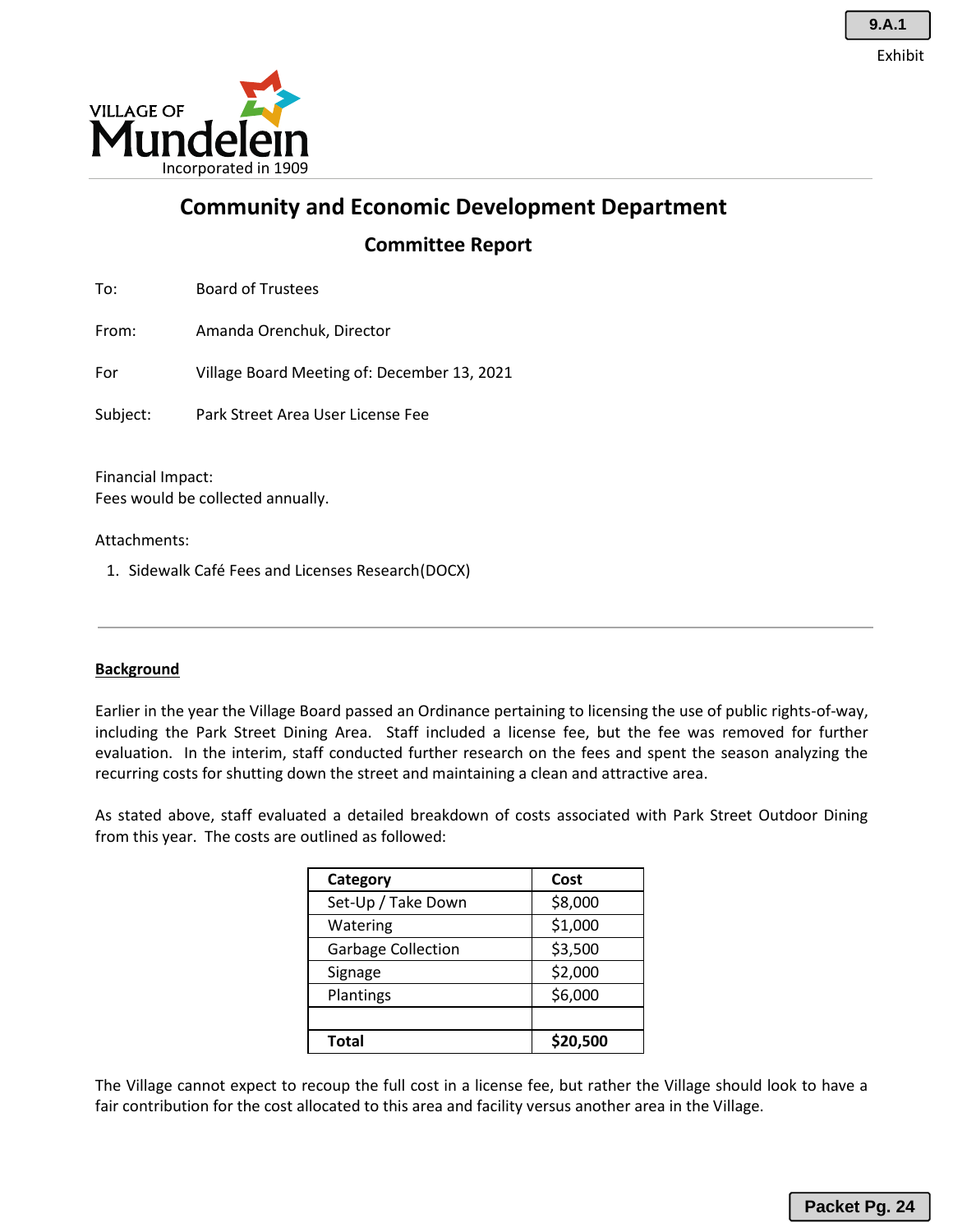9.A.1

Exhibit

VILLAGE OF
Mundelein
Incorporated in 1909

# Community and Economic Development Department

## Committee Report

To: Board of Trustees

From: Amanda Orenchuk, Director

For Village Board Meeting of: December 13, 2021

Subject: Park Street Area User License Fee

Financial Impact:
Fees would be collected annually.

Attachments:

1. Sidewalk Café Fees and Licenses Research(DOCX)

---

**Background**

Earlier in the year the Village Board passed an Ordinance pertaining to licensing the use of public rights-of-way, including the Park Street Dining Area. Staff included a license fee, but the fee was removed for further evaluation. In the interim, staff conducted further research on the fees and spent the season analyzing the recurring costs for shutting down the street and maintaining a clean and attractive area.

As stated above, staff evaluated a detailed breakdown of costs associated with Park Street Outdoor Dining from this year. The costs are outlined as followed:

| Category | Cost |
|---|---|
| Set-Up / Take Down | $8,000 |
| Watering | $1,000 |
| Garbage Collection | $3,500 |
| Signage | $2,000 |
| Plantings | $6,000 |
| | |
| **Total** | **$20,500** |

The Village cannot expect to recoup the full cost in a license fee, but rather the Village should look to have a fair contribution for the cost allocated to this area and facility versus another area in the Village.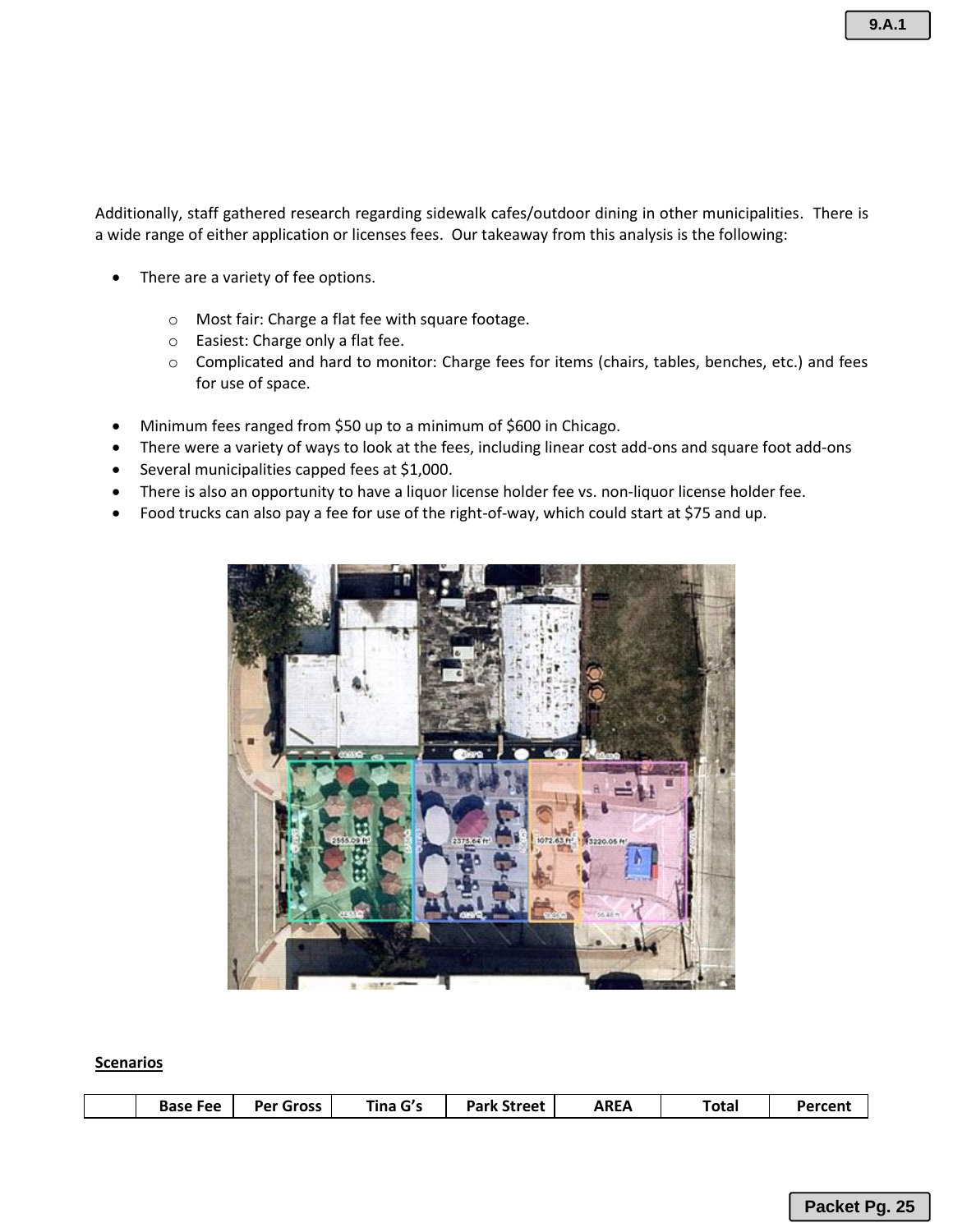Additionally, staff gathered research regarding sidewalk cafes/outdoor dining in other municipalities. There is a wide range of either application or licenses fees. Our takeaway from this analysis is the following:

- There are a variety of fee options.
  - Most fair: Charge a flat fee with square footage.
  - Easiest: Charge only a flat fee.
  - Complicated and hard to monitor: Charge fees for items (chairs, tables, benches, etc.) and fees for use of space.
- Minimum fees ranged from $50 up to a minimum of $600 in Chicago.
- There were a variety of ways to look at the fees, including linear cost add-ons and square foot add-ons
- Several municipalities capped fees at $1,000.
- There is also an opportunity to have a liquor license holder fee vs. non-liquor license holder fee.
- Food trucks can also pay a fee for use of the right-of-way, which could start at $75 and up.

**Scenarios**

| | Base Fee | Per Gross | Tina G's | Park Street | AREA | Total | Percent |
|---|---|---|---|---|---|---|---|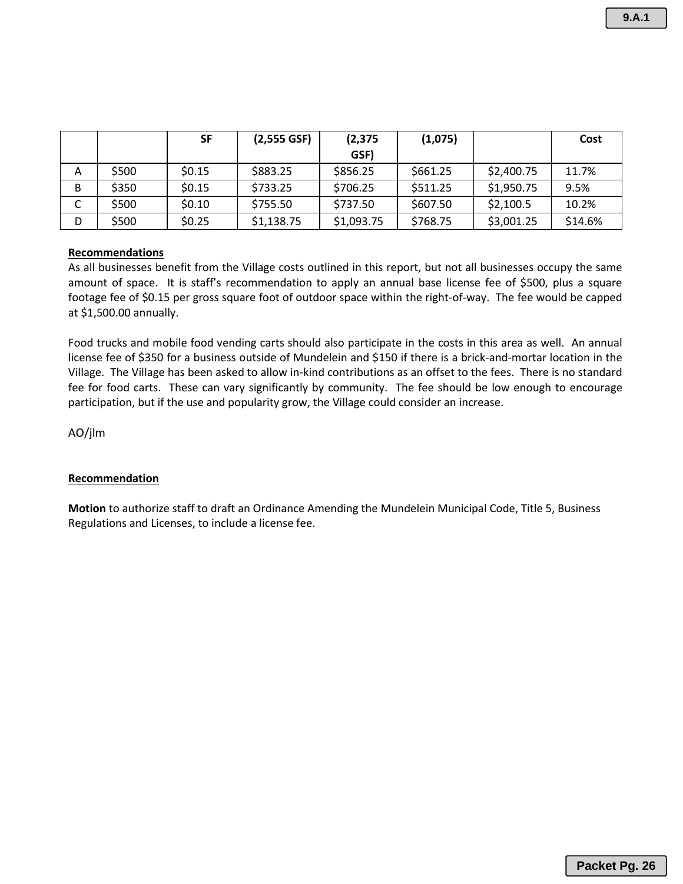| | | SF | (2,555 GSF) | (2,375 GSF) | (1,075) | | Cost |
|---|---|---|---|---|---|---|---|
| A | $500 | $0.15 | $883.25 | $856.25 | $661.25 | $2,400.75 | 11.7% |
| B | $350 | $0.15 | $733.25 | $706.25 | $511.25 | $1,950.75 | 9.5% |
| C | $500 | $0.10 | $755.50 | $737.50 | $607.50 | $2,100.5 | 10.2% |
| D | $500 | $0.25 | $1,138.75 | $1,093.75 | $768.75 | $3,001.25 | $14.6% |

**Recommendations**

As all businesses benefit from the Village costs outlined in this report, but not all businesses occupy the same amount of space. It is staff's recommendation to apply an annual base license fee of $500, plus a square footage fee of $0.15 per gross square foot of outdoor space within the right-of-way. The fee would be capped at $1,500.00 annually.

Food trucks and mobile food vending carts should also participate in the costs in this area as well. An annual license fee of $350 for a business outside of Mundelein and $150 if there is a brick-and-mortar location in the Village. The Village has been asked to allow in-kind contributions as an offset to the fees. There is no standard fee for food carts. These can vary significantly by community. The fee should be low enough to encourage participation, but if the use and popularity grow, the Village could consider an increase.

AO/jlm

**Recommendation**

**Motion** to authorize staff to draft an Ordinance Amending the Mundelein Municipal Code, Title 5, Business Regulations and Licenses, to include a license fee.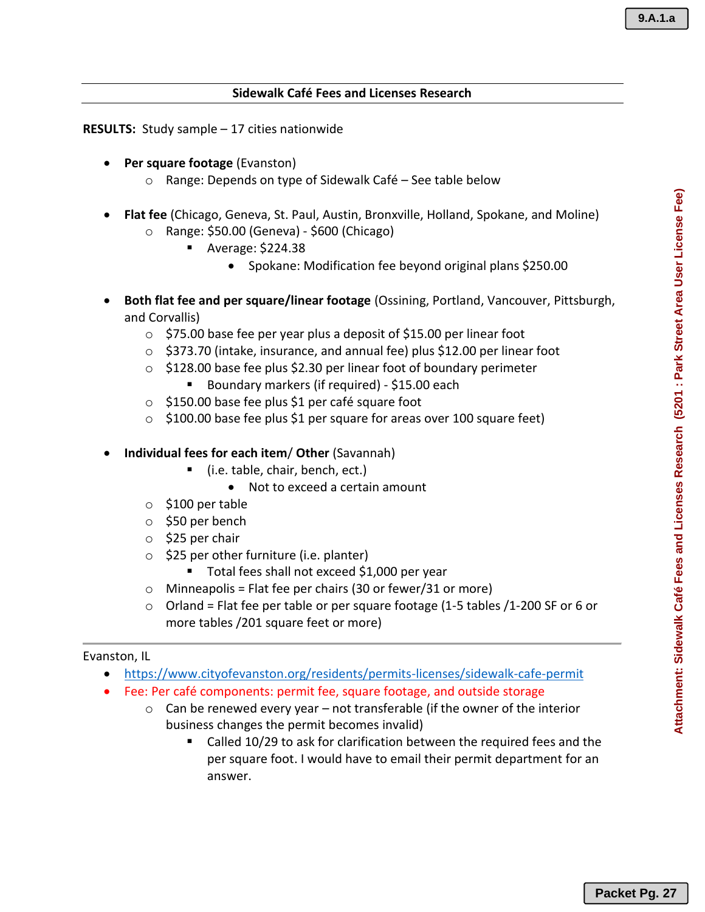**Sidewalk Café Fees and Licenses Research**

**RESULTS:** Study sample – 17 cities nationwide

- **Per square footage** (Evanston)
  - Range: Depends on type of Sidewalk Café – See table below

- **Flat fee** (Chicago, Geneva, St. Paul, Austin, Bronxville, Holland, Spokane, and Moline)
  - Range: $50.00 (Geneva) - $600 (Chicago)
    - Average: $224.38
      - Spokane: Modification fee beyond original plans $250.00

- **Both flat fee and per square/linear footage** (Ossining, Portland, Vancouver, Pittsburgh, and Corvallis)
  - $75.00 base fee per year plus a deposit of $15.00 per linear foot
  - $373.70 (intake, insurance, and annual fee) plus $12.00 per linear foot
  - $128.00 base fee plus $2.30 per linear foot of boundary perimeter
    - Boundary markers (if required) - $15.00 each
  - $150.00 base fee plus $1 per café square foot
  - $100.00 base fee plus $1 per square for areas over 100 square feet)

- **Individual fees for each item**/ **Other** (Savannah)
    - (i.e. table, chair, bench, ect.)
      - Not to exceed a certain amount
  - $100 per table
  - $50 per bench
  - $25 per chair
  - $25 per other furniture (i.e. planter)
    - Total fees shall not exceed $1,000 per year
  - Minneapolis = Flat fee per chairs (30 or fewer/31 or more)
  - Orland = Flat fee per table or per square footage (1-5 tables /1-200 SF or 6 or more tables /201 square feet or more)

---

Evanston, IL

- https://www.cityofevanston.org/residents/permits-licenses/sidewalk-cafe-permit
- Fee: Per café components: permit fee, square footage, and outside storage
  - Can be renewed every year – not transferable (if the owner of the interior business changes the permit becomes invalid)
    - Called 10/29 to ask for clarification between the required fees and the per square foot. I would have to email their permit department for an answer.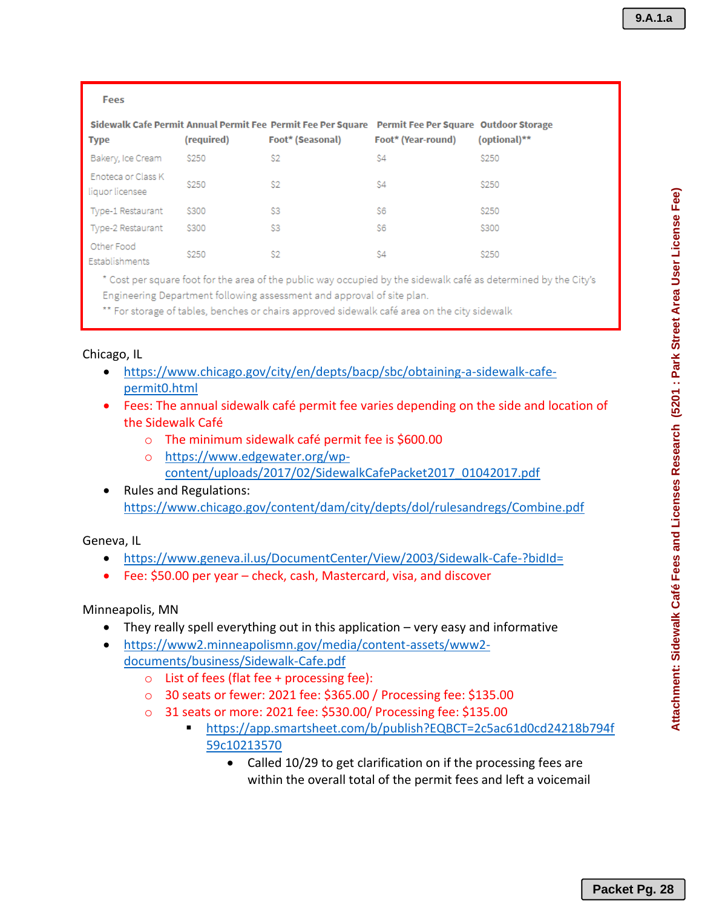Fees

| Sidewalk Cafe Permit Type | Annual Permit Fee (required) | Permit Fee Per Square Foot* (Seasonal) | Permit Fee Per Square Foot* (Year-round) | Outdoor Storage (optional)** |
|---|---|---|---|---|
| Bakery, Ice Cream | $250 | $2 | $4 | $250 |
| Enoteca or Class K liquor licensee | $250 | $2 | $4 | $250 |
| Type-1 Restaurant | $300 | $3 | $6 | $250 |
| Type-2 Restaurant | $300 | $3 | $6 | $300 |
| Other Food Establishments | $250 | $2 | $4 | $250 |

\* Cost per square foot for the area of the public way occupied by the sidewalk café as determined by the City's Engineering Department following assessment and approval of site plan.

\*\* For storage of tables, benches or chairs approved sidewalk café area on the city sidewalk

Chicago, IL

- https://www.chicago.gov/city/en/depts/bacp/sbc/obtaining-a-sidewalk-cafe-permit0.html
- Fees: The annual sidewalk café permit fee varies depending on the side and location of the Sidewalk Café
  - The minimum sidewalk café permit fee is $600.00
  - https://www.edgewater.org/wp-content/uploads/2017/02/SidewalkCafePacket2017_01042017.pdf
- Rules and Regulations: https://www.chicago.gov/content/dam/city/depts/dol/rulesandregs/Combine.pdf

Geneva, IL

- https://www.geneva.il.us/DocumentCenter/View/2003/Sidewalk-Cafe-?bidId=
- Fee: $50.00 per year – check, cash, Mastercard, visa, and discover

Minneapolis, MN

- They really spell everything out in this application – very easy and informative
- https://www2.minneapolismn.gov/media/content-assets/www2-documents/business/Sidewalk-Cafe.pdf
  - List of fees (flat fee + processing fee):
  - 30 seats or fewer: 2021 fee: $365.00 / Processing fee: $135.00
  - 31 seats or more: 2021 fee: $530.00/ Processing fee: $135.00
    - https://app.smartsheet.com/b/publish?EQBCT=2c5ac61d0cd24218b794f59c10213570
      - Called 10/29 to get clarification on if the processing fees are within the overall total of the permit fees and left a voicemail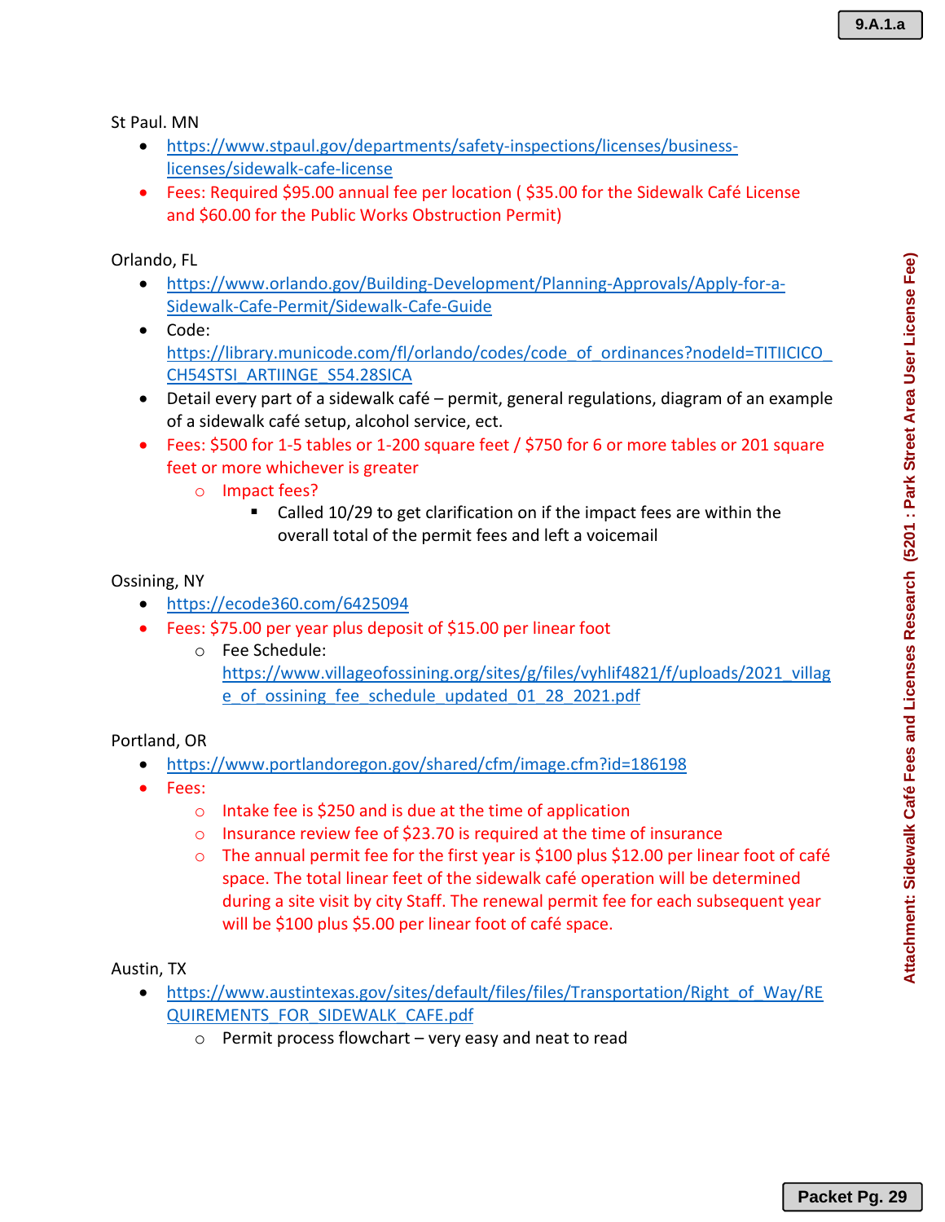St Paul. MN

- https://www.stpaul.gov/departments/safety-inspections/licenses/business-licenses/sidewalk-cafe-license
- Fees: Required $95.00 annual fee per location ( $35.00 for the Sidewalk Café License and $60.00 for the Public Works Obstruction Permit)

Orlando, FL

- https://www.orlando.gov/Building-Development/Planning-Approvals/Apply-for-a-Sidewalk-Cafe-Permit/Sidewalk-Cafe-Guide
- Code: https://library.municode.com/fl/orlando/codes/code_of_ordinances?nodeId=TITIICICO_CH54STSI_ARTIINGE_S54.28SICA
- Detail every part of a sidewalk café – permit, general regulations, diagram of an example of a sidewalk café setup, alcohol service, ect.
- Fees: $500 for 1-5 tables or 1-200 square feet / $750 for 6 or more tables or 201 square feet or more whichever is greater
  - Impact fees?
    - Called 10/29 to get clarification on if the impact fees are within the overall total of the permit fees and left a voicemail

Ossining, NY

- https://ecode360.com/6425094
- Fees: $75.00 per year plus deposit of $15.00 per linear foot
  - Fee Schedule: https://www.villageofossining.org/sites/g/files/vyhlif4821/f/uploads/2021_village_of_ossining_fee_schedule_updated_01_28_2021.pdf

Portland, OR

- https://www.portlandoregon.gov/shared/cfm/image.cfm?id=186198
- Fees:
  - Intake fee is $250 and is due at the time of application
  - Insurance review fee of $23.70 is required at the time of insurance
  - The annual permit fee for the first year is $100 plus $12.00 per linear foot of café space. The total linear feet of the sidewalk café operation will be determined during a site visit by city Staff. The renewal permit fee for each subsequent year will be $100 plus $5.00 per linear foot of café space.

Austin, TX

- https://www.austintexas.gov/sites/default/files/files/Transportation/Right_of_Way/REQUIREMENTS_FOR_SIDEWALK_CAFE.pdf
  - Permit process flowchart – very easy and neat to read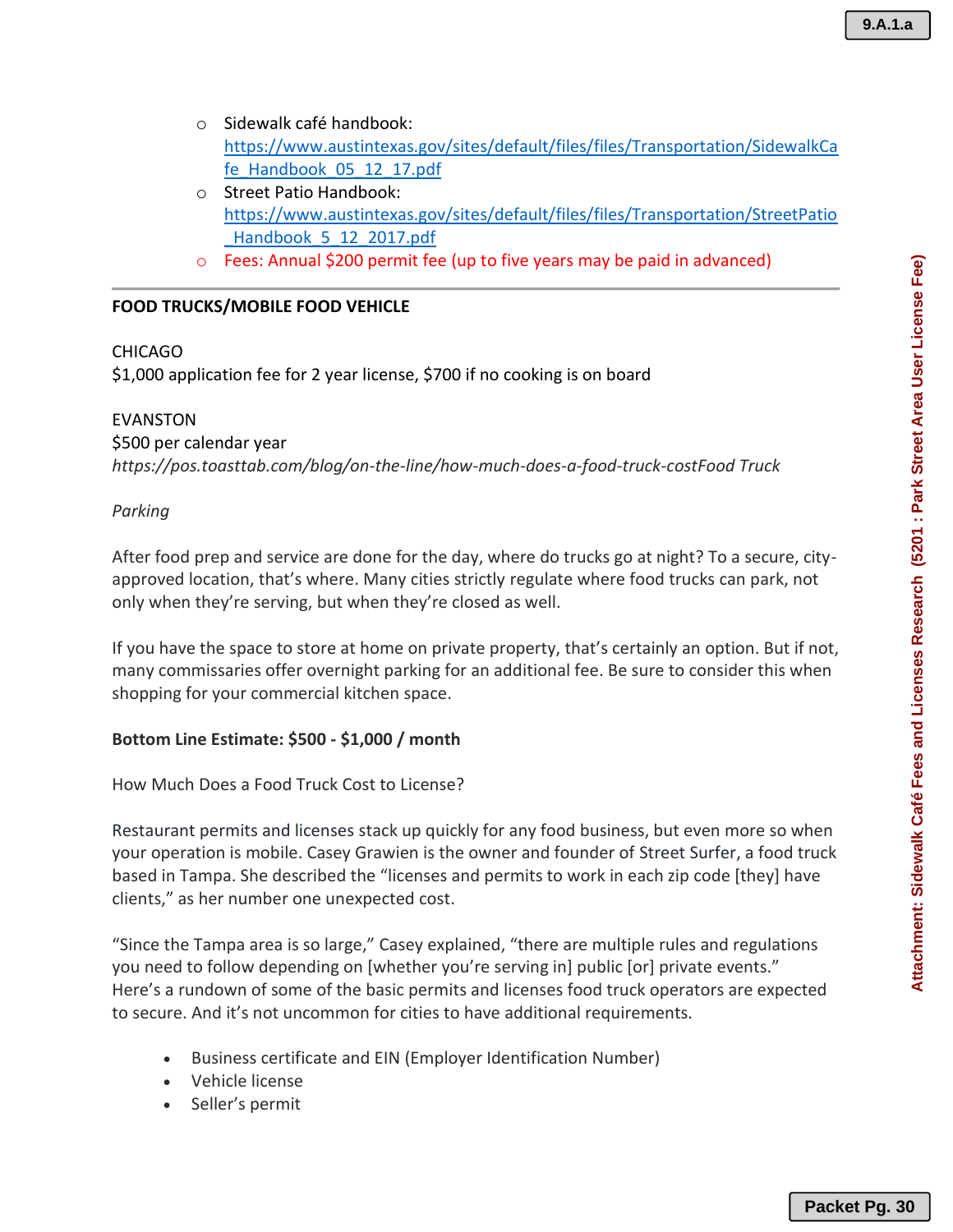- Sidewalk café handbook: https://www.austintexas.gov/sites/default/files/files/Transportation/SidewalkCafe_Handbook_05_12_17.pdf
- Street Patio Handbook: https://www.austintexas.gov/sites/default/files/files/Transportation/StreetPatio_Handbook_5_12_2017.pdf
- Fees: Annual $200 permit fee (up to five years may be paid in advanced)

---

**FOOD TRUCKS/MOBILE FOOD VEHICLE**

CHICAGO
$1,000 application fee for 2 year license, $700 if no cooking is on board

EVANSTON
$500 per calendar year
*https://pos.toasttab.com/blog/on-the-line/how-much-does-a-food-truck-costFood Truck*

*Parking*

After food prep and service are done for the day, where do trucks go at night? To a secure, city-approved location, that's where. Many cities strictly regulate where food trucks can park, not only when they're serving, but when they're closed as well.

If you have the space to store at home on private property, that's certainly an option. But if not, many commissaries offer overnight parking for an additional fee. Be sure to consider this when shopping for your commercial kitchen space.

**Bottom Line Estimate: $500 - $1,000 / month**

How Much Does a Food Truck Cost to License?

Restaurant permits and licenses stack up quickly for any food business, but even more so when your operation is mobile. Casey Grawien is the owner and founder of Street Surfer, a food truck based in Tampa. She described the "licenses and permits to work in each zip code [they] have clients," as her number one unexpected cost.

"Since the Tampa area is so large," Casey explained, "there are multiple rules and regulations you need to follow depending on [whether you're serving in] public [or] private events." Here's a rundown of some of the basic permits and licenses food truck operators are expected to secure. And it's not uncommon for cities to have additional requirements.

- Business certificate and EIN (Employer Identification Number)
- Vehicle license
- Seller's permit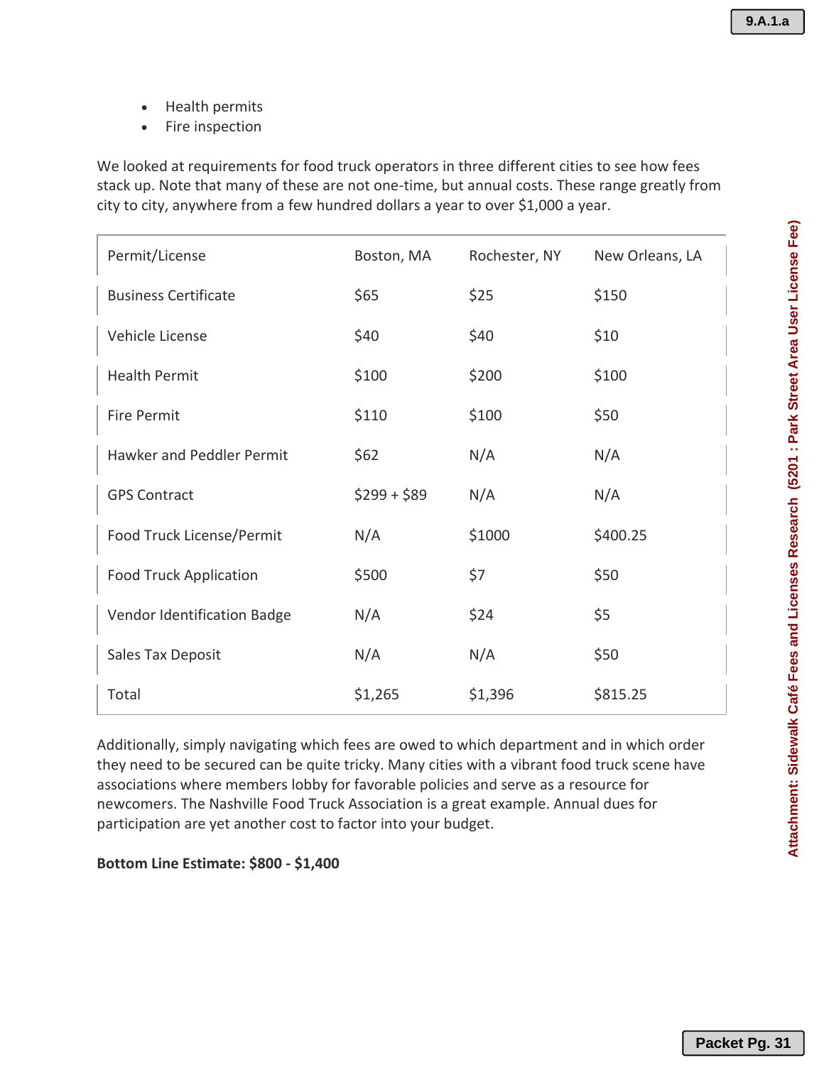- Health permits
- Fire inspection

We looked at requirements for food truck operators in three different cities to see how fees stack up. Note that many of these are not one-time, but annual costs. These range greatly from city to city, anywhere from a few hundred dollars a year to over $1,000 a year.

| Permit/License | Boston, MA | Rochester, NY | New Orleans, LA |
|---|---|---|---|
| Business Certificate | $65 | $25 | $150 |
| Vehicle License | $40 | $40 | $10 |
| Health Permit | $100 | $200 | $100 |
| Fire Permit | $110 | $100 | $50 |
| Hawker and Peddler Permit | $62 | N/A | N/A |
| GPS Contract | $299 + $89 | N/A | N/A |
| Food Truck License/Permit | N/A | $1000 | $400.25 |
| Food Truck Application | $500 | $7 | $50 |
| Vendor Identification Badge | N/A | $24 | $5 |
| Sales Tax Deposit | N/A | N/A | $50 |
| Total | $1,265 | $1,396 | $815.25 |

Additionally, simply navigating which fees are owed to which department and in which order they need to be secured can be quite tricky. Many cities with a vibrant food truck scene have associations where members lobby for favorable policies and serve as a resource for newcomers. The Nashville Food Truck Association is a great example. Annual dues for participation are yet another cost to factor into your budget.

**Bottom Line Estimate: $800 - $1,400**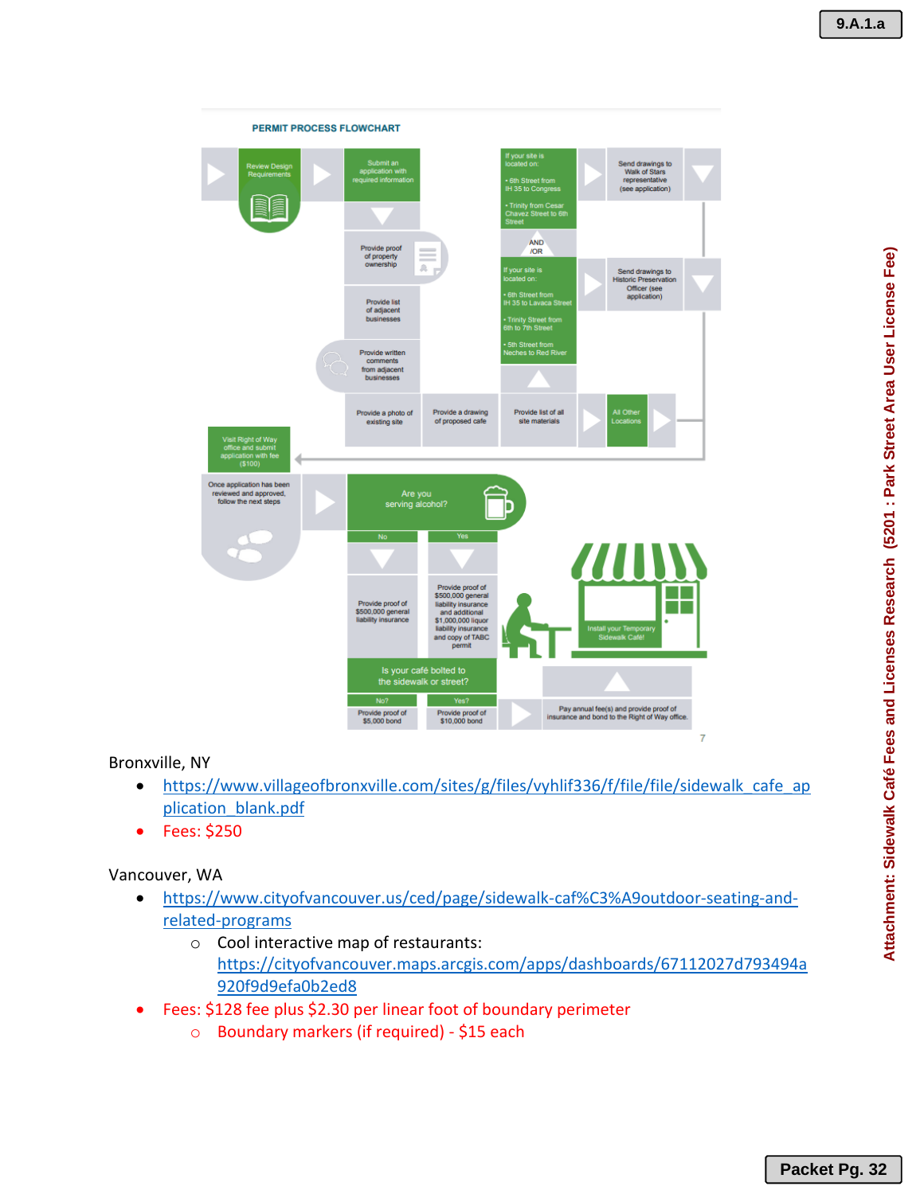PERMIT PROCESS FLOWCHART

Review Design Requirements

Submit an application with required information

Provide proof of property ownership

Provide list of adjacent businesses

Provide written comments from adjacent businesses

Provide a photo of existing site

Provide a drawing of proposed cafe

Provide list of all site materials

If your site is located on:

- 6th Street from IH 35 to Congress
- Trinity from Cesar Chavez Street to 6th Street

Send drawings to Walk of Stars representative (see application)

AND /OR

If your site is located on:

- 6th Street from IH 35 to Lavaca Street
- Trinity Street from 6th to 7th Street
- 5th Street from Neches to Red River

Send drawings to Historic Preservation Officer (see application)

All Other Locations

Visit Right of Way office and submit application with fee ($100)

Once application has been reviewed and approved, follow the next steps

Are you serving alcohol?

No: Provide proof of $500,000 general liability insurance

Yes: Provide proof of $500,000 general liability insurance and additional $1,000,000 liquor liability insurance and copy of TABC permit

Is your café bolted to the sidewalk or street?

No? Provide proof of $5,000 bond

Yes? Provide proof of $10,000 bond

Pay annual fee(s) and provide proof of insurance and bond to the Right of Way office.

Install your Temporary Sidewalk Café!

Bronxville, NY

- https://www.villageofbronxville.com/sites/g/files/vyhlif336/f/file/file/sidewalk_cafe_application_blank.pdf
- Fees: $250

Vancouver, WA

- https://www.cityofvancouver.us/ced/page/sidewalk-caf%C3%A9outdoor-seating-and-related-programs
  - Cool interactive map of restaurants: https://cityofvancouver.maps.arcgis.com/apps/dashboards/67112027d793494a920f9d9efa0b2ed8
- Fees: $128 fee plus $2.30 per linear foot of boundary perimeter
  - Boundary markers (if required) - $15 each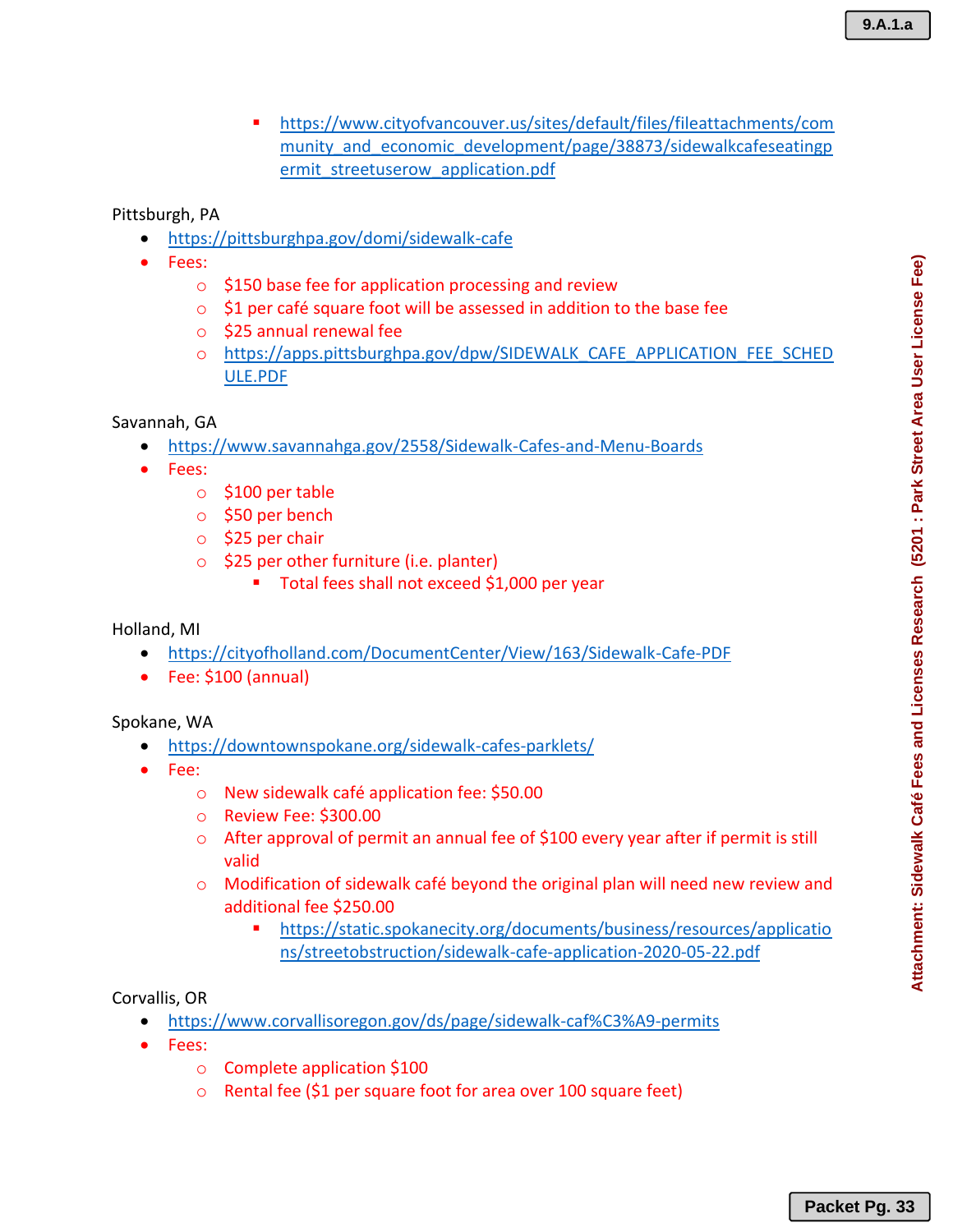- https://www.cityofvancouver.us/sites/default/files/fileattachments/community_and_economic_development/page/38873/sidewalkcafeseatingpermit_streetuserow_application.pdf

Pittsburgh, PA

- https://pittsburghpa.gov/domi/sidewalk-cafe
- Fees:
  - $150 base fee for application processing and review
  - $1 per café square foot will be assessed in addition to the base fee
  - $25 annual renewal fee
  - https://apps.pittsburghpa.gov/dpw/SIDEWALK_CAFE_APPLICATION_FEE_SCHEDULE.PDF

Savannah, GA

- https://www.savannahga.gov/2558/Sidewalk-Cafes-and-Menu-Boards
- Fees:
  - $100 per table
  - $50 per bench
  - $25 per chair
  - $25 per other furniture (i.e. planter)
    - Total fees shall not exceed $1,000 per year

Holland, MI

- https://cityofholland.com/DocumentCenter/View/163/Sidewalk-Cafe-PDF
- Fee: $100 (annual)

Spokane, WA

- https://downtownspokane.org/sidewalk-cafes-parklets/
- Fee:
  - New sidewalk café application fee: $50.00
  - Review Fee: $300.00
  - After approval of permit an annual fee of $100 every year after if permit is still valid
  - Modification of sidewalk café beyond the original plan will need new review and additional fee $250.00
    - https://static.spokanecity.org/documents/business/resources/applications/streetobstruction/sidewalk-cafe-application-2020-05-22.pdf

Corvallis, OR

- https://www.corvallisoregon.gov/ds/page/sidewalk-caf%C3%A9-permits
- Fees:
  - Complete application $100
  - Rental fee ($1 per square foot for area over 100 square feet)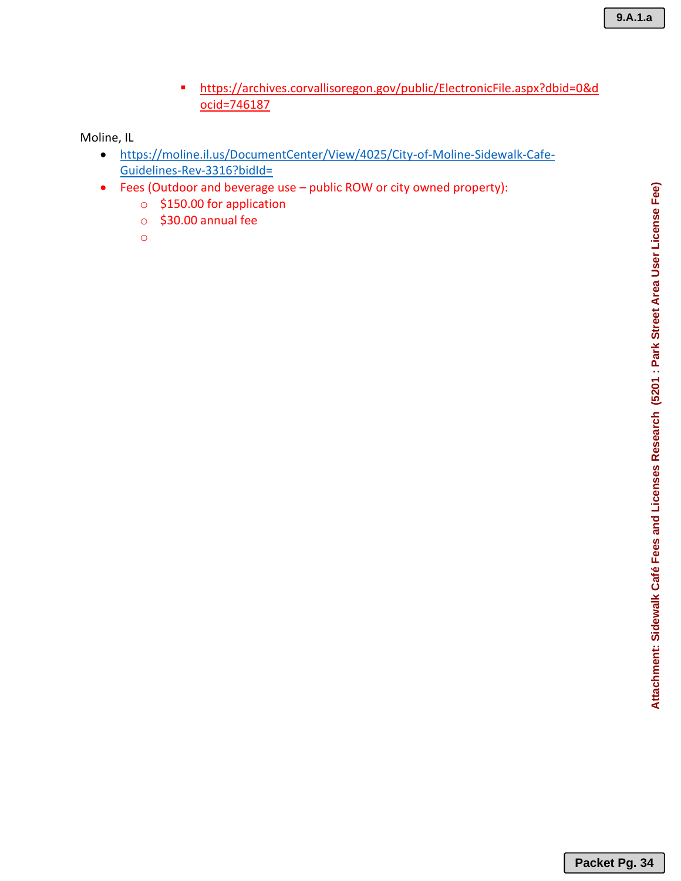- https://archives.corvallisoregon.gov/public/ElectronicFile.aspx?dbid=0&docid=746187

Moline, IL

- https://moline.il.us/DocumentCenter/View/4025/City-of-Moline-Sidewalk-Cafe-Guidelines-Rev-3316?bidId=
- Fees (Outdoor and beverage use – public ROW or city owned property):
    - $150.00 for application
    - $30.00 annual fee